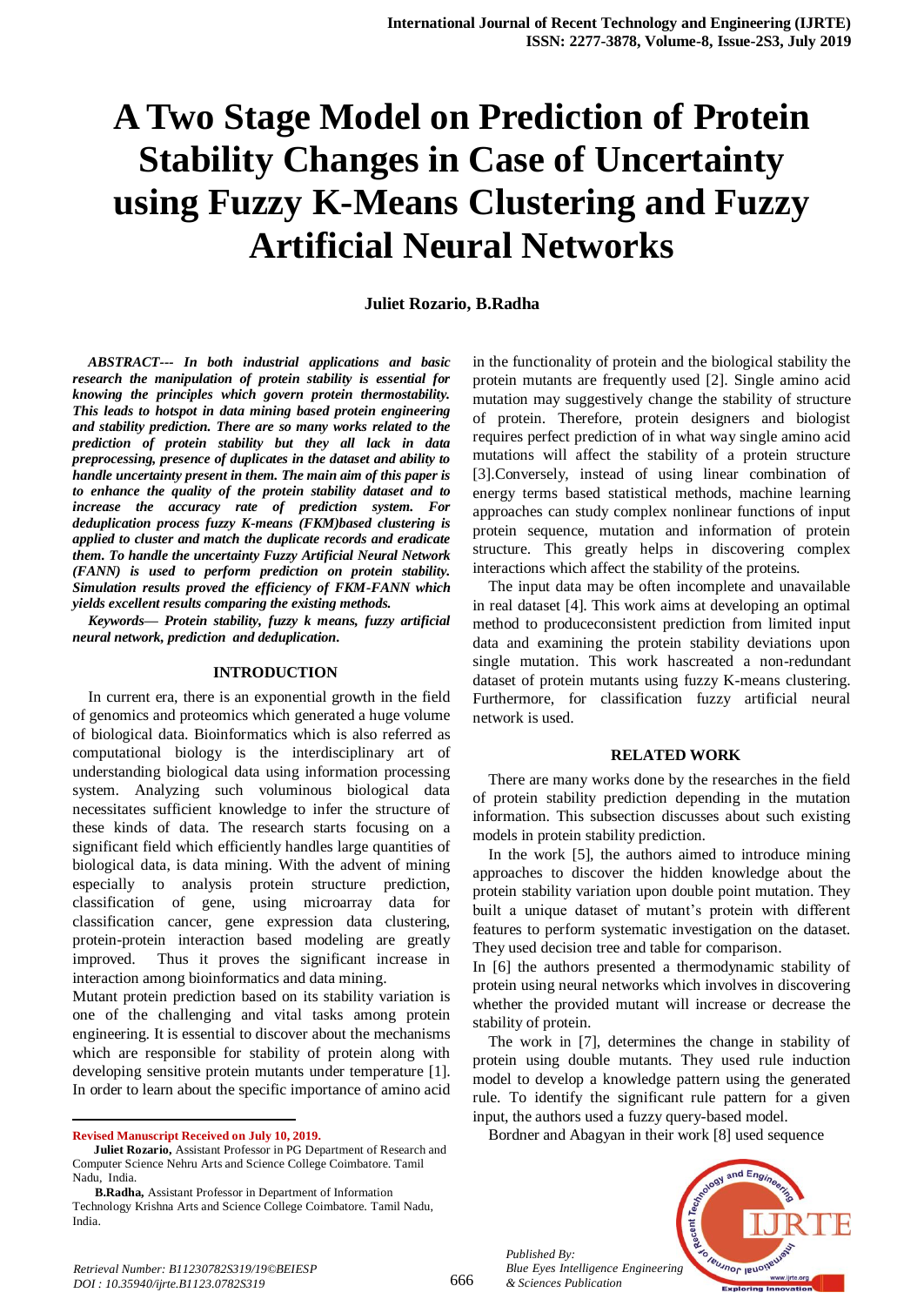# A Two Stage Model on Prediction of Protein Stability Changes in Case of Uncertainty using Fuzzy K-Means Clustering and Fuzzy Artificial Neural Networks

**Juliet Rozario, B.Radha**

***ABSTRACT--- In both industrial applications and basic research the manipulation of protein stability is essential for knowing the principles which govern protein thermostability. This leads to hotspot in data mining based protein engineering and stability prediction. There are so many works related to the prediction of protein stability but they all lack in data preprocessing, presence of duplicates in the dataset and ability to handle uncertainty present in them. The main aim of this paper is to enhance the quality of the protein stability dataset and to increase the accuracy rate of prediction system. For deduplication process fuzzy K-means (FKM)based clustering is applied to cluster and match the duplicate records and eradicate them. To handle the uncertainty Fuzzy Artificial Neural Network (FANN) is used to perform prediction on protein stability. Simulation results proved the efficiency of FKM-FANN which yields excellent results comparing the existing methods.***

***Keywords— Protein stability, fuzzy k means, fuzzy artificial neural network, prediction and deduplication.***

## INTRODUCTION

In current era, there is an exponential growth in the field of genomics and proteomics which generated a huge volume of biological data. Bioinformatics which is also referred as computational biology is the interdisciplinary art of understanding biological data using information processing system. Analyzing such voluminous biological data necessitates sufficient knowledge to infer the structure of these kinds of data. The research starts focusing on a significant field which efficiently handles large quantities of biological data, is data mining. With the advent of mining especially to analysis protein structure prediction, classification of gene, using microarray data for classification cancer, gene expression data clustering, protein-protein interaction based modeling are greatly improved. Thus it proves the significant increase in interaction among bioinformatics and data mining.

Mutant protein prediction based on its stability variation is one of the challenging and vital tasks among protein engineering. It is essential to discover about the mechanisms which are responsible for stability of protein along with developing sensitive protein mutants under temperature [1]. In order to learn about the specific importance of amino acid in the functionality of protein and the biological stability the protein mutants are frequently used [2]. Single amino acid mutation may suggestively change the stability of structure of protein. Therefore, protein designers and biologist requires perfect prediction of in what way single amino acid mutations will affect the stability of a protein structure [3].Conversely, instead of using linear combination of energy terms based statistical methods, machine learning approaches can study complex nonlinear functions of input protein sequence, mutation and information of protein structure. This greatly helps in discovering complex interactions which affect the stability of the proteins.

The input data may be often incomplete and unavailable in real dataset [4]. This work aims at developing an optimal method to produceconsistent prediction from limited input data and examining the protein stability deviations upon single mutation. This work hascreated a non-redundant dataset of protein mutants using fuzzy K-means clustering. Furthermore, for classification fuzzy artificial neural network is used.

## RELATED WORK

There are many works done by the researches in the field of protein stability prediction depending in the mutation information. This subsection discusses about such existing models in protein stability prediction.

In the work [5], the authors aimed to introduce mining approaches to discover the hidden knowledge about the protein stability variation upon double point mutation. They built a unique dataset of mutant's protein with different features to perform systematic investigation on the dataset. They used decision tree and table for comparison.

In [6] the authors presented a thermodynamic stability of protein using neural networks which involves in discovering whether the provided mutant will increase or decrease the stability of protein.

The work in [7], determines the change in stability of protein using double mutants. They used rule induction model to develop a knowledge pattern using the generated rule. To identify the significant rule pattern for a given input, the authors used a fuzzy query-based model.

Bordner and Abagyan in their work [8] used sequence

---

**Revised Manuscript Received on July 10, 2019.**

**Juliet Rozario,** Assistant Professor in PG Department of Research and Computer Science Nehru Arts and Science College Coimbatore. Tamil Nadu, India.

**B.Radha,** Assistant Professor in Department of Information Technology Krishna Arts and Science College Coimbatore. Tamil Nadu, India.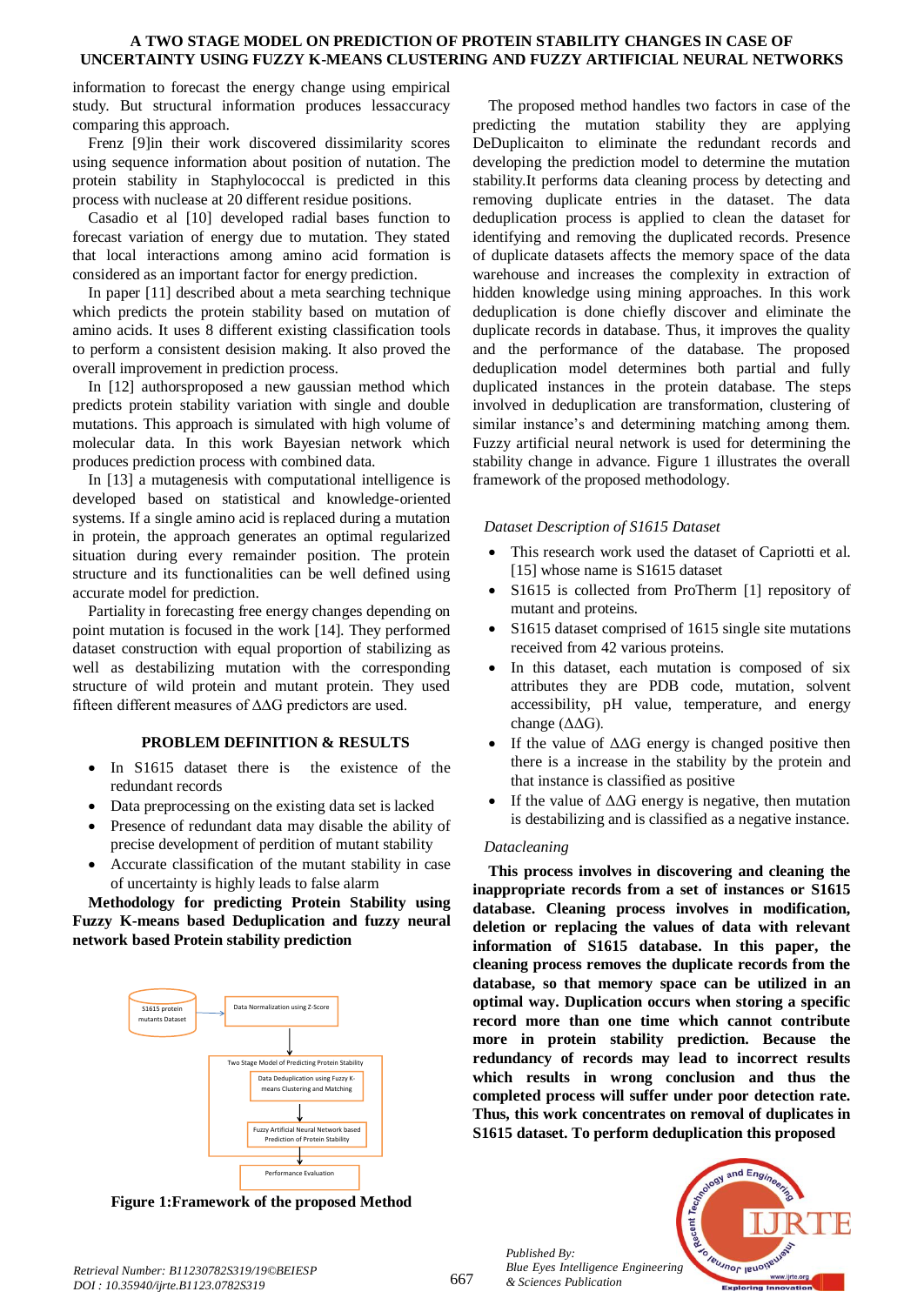information to forecast the energy change using empirical study. But structural information produces lessaccuracy comparing this approach.

Frenz [9]in their work discovered dissimilarity scores using sequence information about position of nutation. The protein stability in Staphylococcal is predicted in this process with nuclease at 20 different residue positions.

Casadio et al [10] developed radial bases function to forecast variation of energy due to mutation. They stated that local interactions among amino acid formation is considered as an important factor for energy prediction.

In paper [11] described about a meta searching technique which predicts the protein stability based on mutation of amino acids. It uses 8 different existing classification tools to perform a consistent desision making. It also proved the overall improvement in prediction process.

In [12] authorsproposed a new gaussian method which predicts protein stability variation with single and double mutations. This approach is simulated with high volume of molecular data. In this work Bayesian network which produces prediction process with combined data.

In [13] a mutagenesis with computational intelligence is developed based on statistical and knowledge-oriented systems. If a single amino acid is replaced during a mutation in protein, the approach generates an optimal regularized situation during every remainder position. The protein structure and its functionalities can be well defined using accurate model for prediction.

Partiality in forecasting free energy changes depending on point mutation is focused in the work [14]. They performed dataset construction with equal proportion of stabilizing as well as destabilizing mutation with the corresponding structure of wild protein and mutant protein. They used fifteen different measures of ΔΔG predictors are used.

## PROBLEM DEFINITION & RESULTS

- In S1615 dataset there is the existence of the redundant records
- Data preprocessing on the existing data set is lacked
- Presence of redundant data may disable the ability of precise development of perdition of mutant stability
- Accurate classification of the mutant stability in case of uncertainty is highly leads to false alarm

**Methodology for predicting Protein Stability using Fuzzy K-means based Deduplication and fuzzy neural network based Protein stability prediction**

S1615 protein mutants Dataset → Data Normalization using Z-Score → Two Stage Model of Predicting Protein Stability [Data Deduplication using Fuzzy K-means Clustering and Matching → Fuzzy Artificial Neural Network based Prediction of Protein Stability] → Performance Evaluation

**Figure 1:Framework of the proposed Method**

The proposed method handles two factors in case of the predicting the mutation stability they are applying DeDuplicaiton to eliminate the redundant records and developing the prediction model to determine the mutation stability.It performs data cleaning process by detecting and removing duplicate entries in the dataset. The data deduplication process is applied to clean the dataset for identifying and removing the duplicated records. Presence of duplicate datasets affects the memory space of the data warehouse and increases the complexity in extraction of hidden knowledge using mining approaches. In this work deduplication is done chiefly discover and eliminate the duplicate records in database. Thus, it improves the quality and the performance of the database. The proposed deduplication model determines both partial and fully duplicated instances in the protein database. The steps involved in deduplication are transformation, clustering of similar instance's and determining matching among them. Fuzzy artificial neural network is used for determining the stability change in advance. Figure 1 illustrates the overall framework of the proposed methodology.

*Dataset Description of S1615 Dataset*

- This research work used the dataset of Capriotti et al. [15] whose name is S1615 dataset
- S1615 is collected from ProTherm [1] repository of mutant and proteins.
- S1615 dataset comprised of 1615 single site mutations received from 42 various proteins.
- In this dataset, each mutation is composed of six attributes they are PDB code, mutation, solvent accessibility, pH value, temperature, and energy change (ΔΔG).
- If the value of ΔΔG energy is changed positive then there is a increase in the stability by the protein and that instance is classified as positive
- If the value of ΔΔG energy is negative, then mutation is destabilizing and is classified as a negative instance.

*Datacleaning*

**This process involves in discovering and cleaning the inappropriate records from a set of instances or S1615 database. Cleaning process involves in modification, deletion or replacing the values of data with relevant information of S1615 database. In this paper, the cleaning process removes the duplicate records from the database, so that memory space can be utilized in an optimal way. Duplication occurs when storing a specific record more than one time which cannot contribute more in protein stability prediction. Because the redundancy of records may lead to incorrect results which results in wrong conclusion and thus the completed process will suffer under poor detection rate. Thus, this work concentrates on removal of duplicates in S1615 dataset. To perform deduplication this proposed**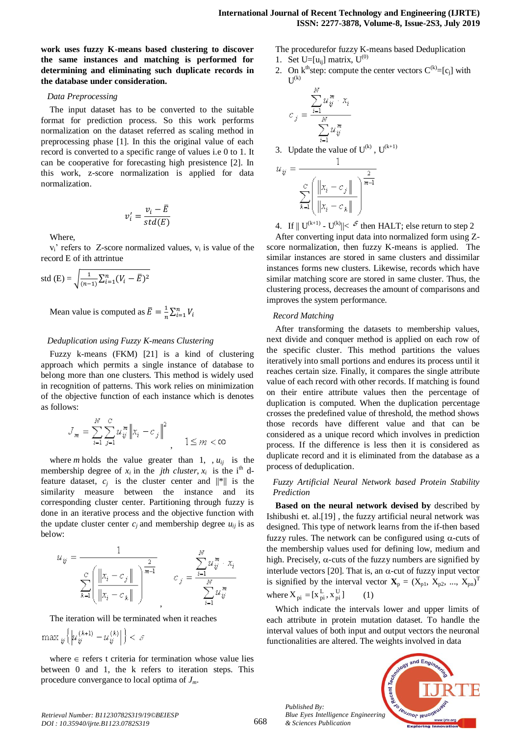**work uses fuzzy K-means based clustering to discover the same instances and matching is performed for determining and eliminating such duplicate records in the database under consideration.**

*Data Preprocessing*

The input dataset has to be converted to the suitable format for prediction process. So this work performs normalization on the dataset referred as scaling method in preprocessing phase [1]. In this the original value of each record is converted to a specific range of values i.e 0 to 1. It can be cooperative for forecasting high presistence [2]. In this work, z-score normalization is applied for data normalization.

$$v_i' = \frac{v_i - \bar{E}}{std(E)}$$

Where,

$v_i'$ refers to Z-score normalized values, $v_i$ is value of the record E of ith attrintue

$$\text{std (E)} = \sqrt{\frac{1}{(n-1)}\sum_{i=1}^{n}(V_i - \bar{E})^2}$$

Mean value is computed as $\bar{E} = \frac{1}{n}\sum_{i=1}^{n} V_i$

*Deduplication using Fuzzy K-means Clustering*

Fuzzy k-means (FKM) [21] is a kind of clustering approach which permits a single instance of database to belong more than one clusters. This method is widely used in recognition of patterns. This work relies on minimization of the objective function of each instance which is denotes as follows:

$$J_m = \sum_{i=1}^{N}\sum_{j=1}^{C} u_{ij}^m \left\| x_i - c_j \right\|^2 \quad , \quad 1 \le m < \infty$$

where $m$ holds the value greater than 1, , $u_{ij}$ is the membership degree of $x_i$ in the *jth cluster*, $x_i$ is the i[th] d-feature dataset, $c_j$ is the cluster center and ||*|| is the similarity measure between the instance and its corresponding cluster center. Partitioning through fuzzy is done in an iterative process and the objective function with the update cluster center $c_j$ and membership degree $u_{ij}$ is as below:

$$u_{ij} = \frac{1}{\sum_{k=1}^{C}\left(\frac{\left\| x_i - c_j \right\|}{\left\| x_i - c_k \right\|}\right)^{\frac{2}{m-1}}} \quad , \quad c_j = \frac{\sum_{i=1}^{N} u_{ij}^m \cdot x_i}{\sum_{i=1}^{N} u_{ij}^m}$$

The iteration will be terminated when it reaches

$$\max_{ij}\left\{\left| u_{ij}^{(k+1)} - u_{ij}^{(k)} \right|\right\} < \varepsilon$$

where $\in$ refers t criteria for termination whose value lies between 0 and 1, the k refers to iteration steps. This procedure convergance to local optima of $J_m$.

The procedurefor fuzzy K-means based Deduplication

1. Set U=[$u_{ij}$] matrix, $U^{(0)}$
2. On k[th]step: compute the center vectors $C^{(k)}$=[$c_j$] with $U^{(k)}$

$$c_j = \frac{\sum_{i=1}^{N} u_{ij}^m \cdot x_i}{\sum_{i=1}^{N} u_{ij}^m}$$

3. Update the value of $U^{(k)}$ , $U^{(k+1)}$

$$u_{ij} = \frac{1}{\sum_{k=1}^{C}\left(\frac{\left\| x_i - c_j \right\|}{\left\| x_i - c_k \right\|}\right)^{\frac{2}{m-1}}}$$

4. If $\| U^{(k+1)} - U^{(k)} \| < \varepsilon$ then HALT; else return to step 2

After converting input data into normalized form using Z-score normalization, then fuzzy K-means is applied. The similar instances are stored in same clusters and dissimilar instances forms new clusters. Likewise, records which have similar matching score are stored in same cluster. Thus, the clustering process, decreases the amount of comparisons and improves the system performance.

*Record Matching*

After transforming the datasets to membership values, next divide and conquer method is applied on each row of the specific cluster. This method partitions the values iteratively into small portions and endures its process until it reaches certain size. Finally, it compares the single attribute value of each record with other records. If matching is found on their entire attribute values then the percentage of duplication is computed. When the duplication percentage crosses the predefined value of threshold, the method shows those records have different value and that can be considered as a unique record which involves in prediction process. If the difference is less then it is considered as duplicate record and it is eliminated from the database as a process of deduplication.

*Fuzzy Artificial Neural Network based Protein Stability Prediction*

**Based on the neural network devised by** described by Ishibushi et. al.[19] , the fuzzy artificial neural network was designed. This type of network learns from the if-then based fuzzy rules. The network can be configured using α-cuts of the membership values used for defining low, medium and high. Precisely, α-cuts of the fuzzy numbers are signified by interlude vectors [20]. That is, an α-cut of fuzzy input vector is signified by the interval vector $\mathbf{X}_p = (X_{p1}, X_{p2}, ..., X_{pn})^T$ where $X_{pi} = [x_{pi}^{L}, x_{pi}^{U}]$ (1)

Which indicate the intervals lower and upper limits of each attribute in protein mutation dataset. To handle the interval values of both input and output vectors the neuronal functionalities are altered. The weights involved in data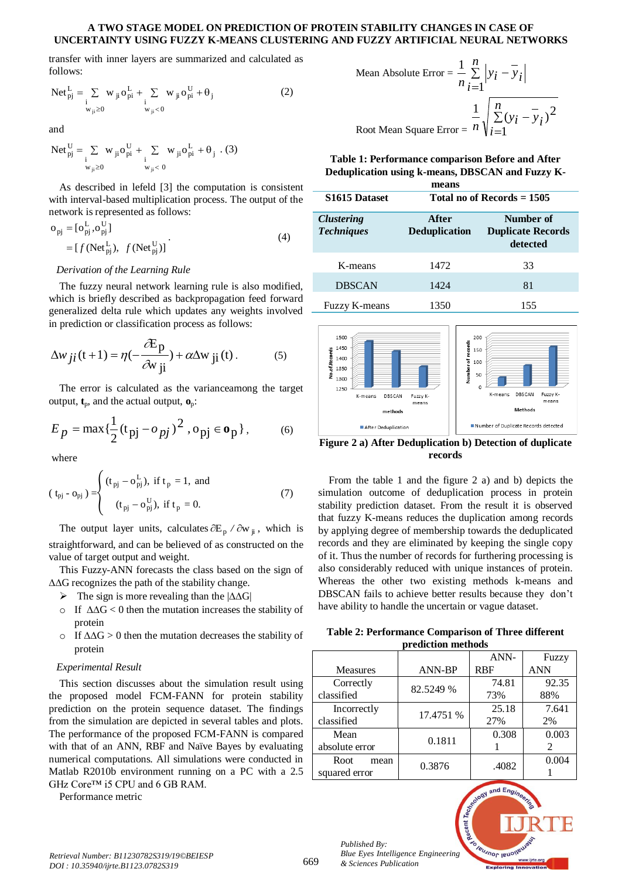transfer with inner layers are summarized and calculated as follows:

$$Net^L_{pj} = \sum_{\substack{i \\ w_{ji} \geq 0}} w_{ji} o^L_{pi} + \sum_{\substack{i \\ w_{ji} < 0}} w_{ji} o^U_{pi} + \theta_j \qquad (2)$$

and

$$Net^U_{pj} = \sum_{\substack{i \\ w_{ji} \geq 0}} w_{ji} o^U_{pi} + \sum_{\substack{i \\ w_{ji} < 0}} w_{ji} o^L_{pi} + \theta_j \;. \qquad (3)$$

As described in lefeld [3] the computation is consistent with interval-based multiplication process. The output of the network is represented as follows:

$$\begin{aligned} o_{pj} &= [o^L_{pj}, o^U_{pj}] \\ &= [f(Net^L_{pj}),\; f(Net^U_{pj})] \end{aligned} \qquad (4)$$

*Derivation of the Learning Rule*

The fuzzy neural network learning rule is also modified, which is briefly described as backpropagation feed forward generalized delta rule which updates any weights involved in prediction or classification process as follows:

$$\Delta w_{ji}(t+1) = \eta\left(-\frac{\partial E_p}{\partial w_{ji}}\right) + \alpha \Delta w_{ji}(t)\,. \qquad (5)$$

The error is calculated as the varianceamong the target output, $\mathbf{t}_p$, and the actual output, $\mathbf{o}_p$:

$$E_p = \max\{\frac{1}{2}(t_{pj} - o_{pj})^2, o_{pj} \in \mathbf{o}_p\}, \qquad (6)$$

where

$$(t_{pj} - o_{pj}) = \begin{cases} (t_{pj} - o^L_{pj}), \text{ if } t_p = 1, \text{ and} \\ (t_{pj} - o^U_{pj}), \text{ if } t_p = 0. \end{cases} \qquad (7)$$

The output layer units, calculates $\partial E_p / \partial w_{ji}$, which is straightforward, and can be believed of as constructed on the value of target output and weight.

This Fuzzy-ANN forecasts the class based on the sign of $\Delta\Delta G$ recognizes the path of the stability change.

- The sign is more revealing than the $|\Delta\Delta G|$
  - If $\Delta\Delta G < 0$ then the mutation increases the stability of protein
  - If $\Delta\Delta G > 0$ then the mutation decreases the stability of protein

*Experimental Result*

This section discusses about the simulation result using the proposed model FCM-FANN for protein stability prediction on the protein sequence dataset. The findings from the simulation are depicted in several tables and plots. The performance of the proposed FCM-FANN is compared with that of an ANN, RBF and Naïve Bayes by evaluating numerical computations. All simulations were conducted in Matlab R2010b environment running on a PC with a 2.5 GHz Core™ i5 CPU and 6 GB RAM.

Performance metric

$$\text{Mean Absolute Error} = \frac{1}{n}\sum_{i=1}^{n}\left|y_i - \bar{y}_i\right|$$

$$\text{Root Mean Square Error} = \frac{1}{n}\sqrt{\sum_{i=1}^{n}(y_i - \bar{y}_i)^2}$$

**Table 1: Performance comparison Before and After Deduplication using k-means, DBSCAN and Fuzzy K-means**

| S1615 Dataset | Total no of Records = 1505 | |
|---|---|---|
| ***Clustering Techniques*** | **After Deduplication** | **Number of Duplicate Records detected** |
| K-means | 1472 | 33 |
| DBSCAN | 1424 | 81 |
| Fuzzy K-means | 1350 | 155 |

**Figure 2 a) After Deduplication b) Detection of duplicate records**

From the table 1 and the figure 2 a) and b) depicts the simulation outcome of deduplication process in protein stability prediction dataset. From the result it is observed that fuzzy K-means reduces the duplication among records by applying degree of membership towards the deduplicated records and they are eliminated by keeping the single copy of it. Thus the number of records for furthering processing is also considerably reduced with unique instances of protein. Whereas the other two existing methods k-means and DBSCAN fails to achieve better results because they don't have ability to handle the uncertain or vague dataset.

**Table 2: Performance Comparison of Three different prediction methods**

| Measures | ANN-BP | ANN-RBF | Fuzzy ANN |
|---|---|---|---|
| Correctly classified | 82.5249 % | 74.8173% | 92.3588% |
| Incorrectly classified | 17.4751 % | 25.1827% | 7.6412% |
| Mean absolute error | 0.1811 | 0.3081 | 0.0032 |
| Root mean squared error | 0.3876 | .4082 | 0.0041 |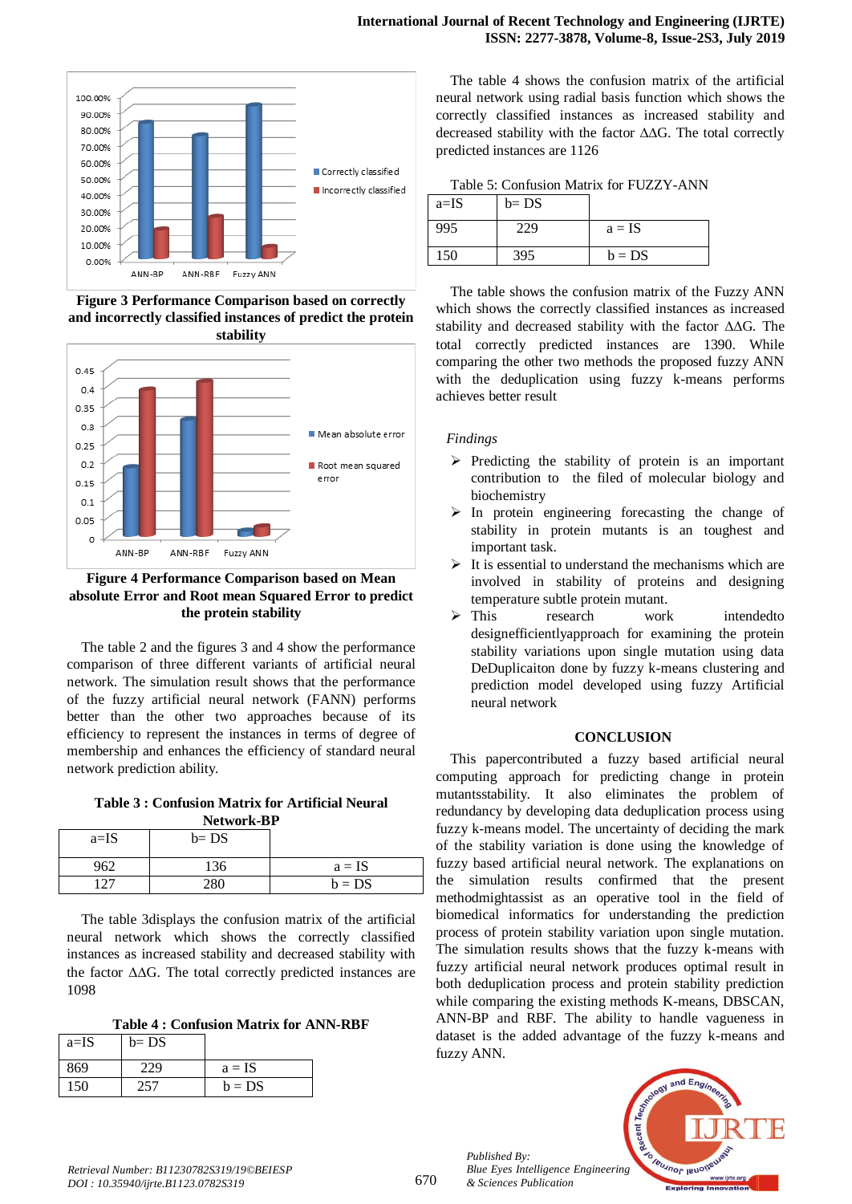Figure 3 Performance Comparison based on correctly and incorrectly classified instances of predict the protein stability

Figure 4 Performance Comparison based on Mean absolute Error and Root mean Squared Error to predict the protein stability

The table 2 and the figures 3 and 4 show the performance comparison of three different variants of artificial neural network. The simulation result shows that the performance of the fuzzy artificial neural network (FANN) performs better than the other two approaches because of its efficiency to represent the instances in terms of degree of membership and enhances the efficiency of standard neural network prediction ability.

**Table 3 : Confusion Matrix for Artificial Neural Network-BP**

| a=IS | b= DS | |
|---|---|---|
| 962 | 136 | a = IS |
| 127 | 280 | b = DS |

The table 3displays the confusion matrix of the artificial neural network which shows the correctly classified instances as increased stability and decreased stability with the factor ΔΔG. The total correctly predicted instances are 1098

**Table 4 : Confusion Matrix for ANN-RBF**

| a=IS | b= DS | |
|---|---|---|
| 869 | 229 | a = IS |
| 150 | 257 | b = DS |

The table 4 shows the confusion matrix of the artificial neural network using radial basis function which shows the correctly classified instances as increased stability and decreased stability with the factor ΔΔG. The total correctly predicted instances are 1126

Table 5: Confusion Matrix for FUZZY-ANN

| a=IS | b= DS | |
|---|---|---|
| 995 | 229 | a = IS |
| 150 | 395 | b = DS |

The table shows the confusion matrix of the Fuzzy ANN which shows the correctly classified instances as increased stability and decreased stability with the factor ΔΔG. The total correctly predicted instances are 1390. While comparing the other two methods the proposed fuzzy ANN with the deduplication using fuzzy k-means performs achieves better result

*Findings*

- Predicting the stability of protein is an important contribution to the filed of molecular biology and biochemistry
- In protein engineering forecasting the change of stability in protein mutants is an toughest and important task.
- It is essential to understand the mechanisms which are involved in stability of proteins and designing temperature subtle protein mutant.
- This research work intendedto designefficientlyapproach for examining the protein stability variations upon single mutation using data DeDuplicaiton done by fuzzy k-means clustering and prediction model developed using fuzzy Artificial neural network

## CONCLUSION

This papercontributed a fuzzy based artificial neural computing approach for predicting change in protein mutantsstability. It also eliminates the problem of redundancy by developing data deduplication process using fuzzy k-means model. The uncertainty of deciding the mark of the stability variation is done using the knowledge of fuzzy based artificial neural network. The explanations on the simulation results confirmed that the present methodmightassist as an operative tool in the field of biomedical informatics for understanding the prediction process of protein stability variation upon single mutation. The simulation results shows that the fuzzy k-means with fuzzy artificial neural network produces optimal result in both deduplication process and protein stability prediction while comparing the existing methods K-means, DBSCAN, ANN-BP and RBF. The ability to handle vagueness in dataset is the added advantage of the fuzzy k-means and fuzzy ANN.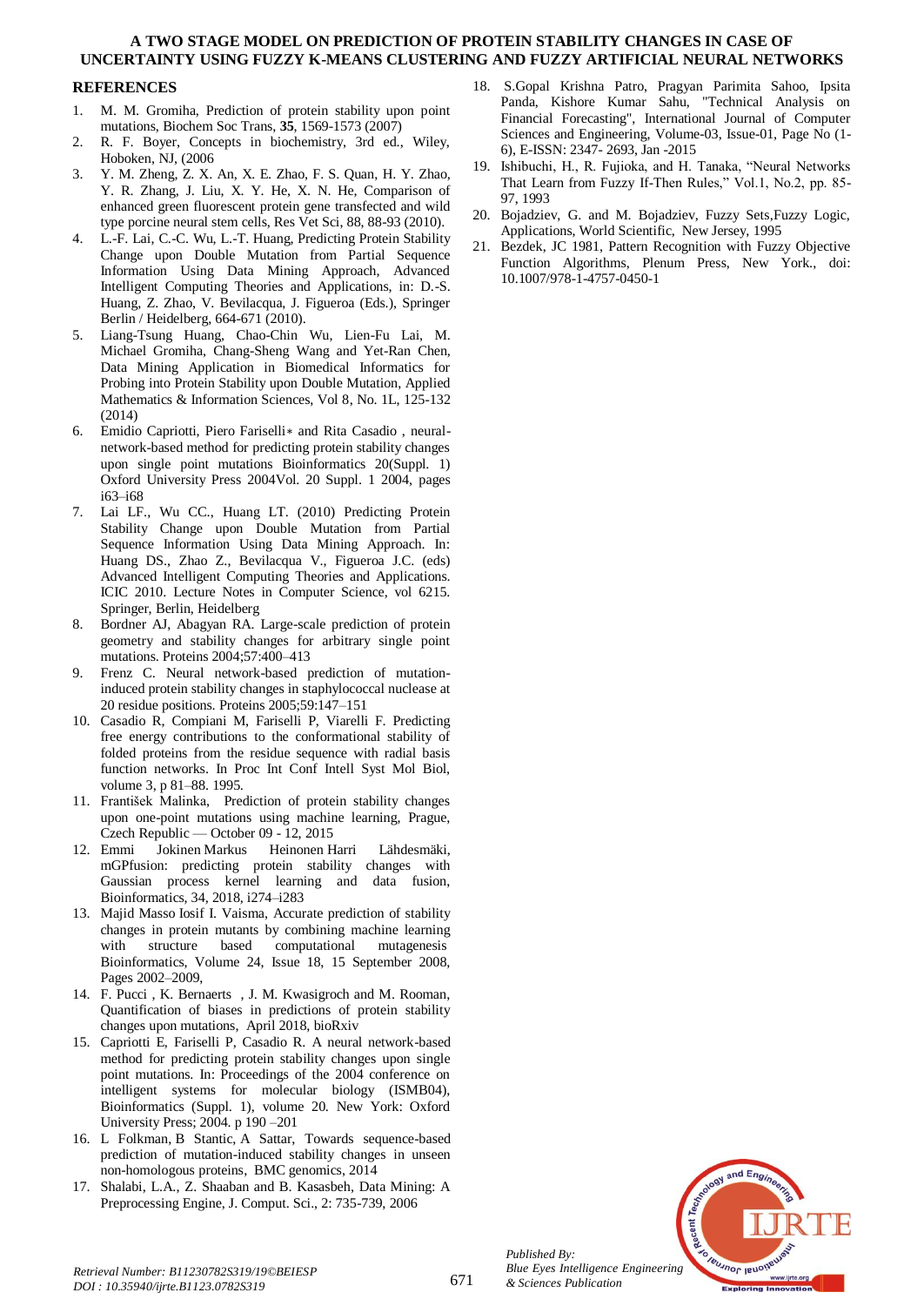## REFERENCES

1. M. M. Gromiha, Prediction of protein stability upon point mutations, Biochem Soc Trans, **35**, 1569-1573 (2007)
2. R. F. Boyer, Concepts in biochemistry, 3rd ed., Wiley, Hoboken, NJ, (2006
3. Y. M. Zheng, Z. X. An, X. E. Zhao, F. S. Quan, H. Y. Zhao, Y. R. Zhang, J. Liu, X. Y. He, X. N. He, Comparison of enhanced green fluorescent protein gene transfected and wild type porcine neural stem cells, Res Vet Sci, 88, 88-93 (2010).
4. L.-F. Lai, C.-C. Wu, L.-T. Huang, Predicting Protein Stability Change upon Double Mutation from Partial Sequence Information Using Data Mining Approach, Advanced Intelligent Computing Theories and Applications, in: D.-S. Huang, Z. Zhao, V. Bevilacqua, J. Figueroa (Eds.), Springer Berlin / Heidelberg, 664-671 (2010).
5. Liang-Tsung Huang, Chao-Chin Wu, Lien-Fu Lai, M. Michael Gromiha, Chang-Sheng Wang and Yet-Ran Chen, Data Mining Application in Biomedical Informatics for Probing into Protein Stability upon Double Mutation, Applied Mathematics & Information Sciences, Vol 8, No. 1L, 125-132 (2014)
6. Emidio Capriotti, Piero Fariselli∗ and Rita Casadio , neural-network-based method for predicting protein stability changes upon single point mutations Bioinformatics 20(Suppl. 1) Oxford University Press 2004Vol. 20 Suppl. 1 2004, pages i63–i68
7. Lai LF., Wu CC., Huang LT. (2010) Predicting Protein Stability Change upon Double Mutation from Partial Sequence Information Using Data Mining Approach. In: Huang DS., Zhao Z., Bevilacqua V., Figueroa J.C. (eds) Advanced Intelligent Computing Theories and Applications. ICIC 2010. Lecture Notes in Computer Science, vol 6215. Springer, Berlin, Heidelberg
8. Bordner AJ, Abagyan RA. Large-scale prediction of protein geometry and stability changes for arbitrary single point mutations. Proteins 2004;57:400–413
9. Frenz C. Neural network-based prediction of mutation-induced protein stability changes in staphylococcal nuclease at 20 residue positions. Proteins 2005;59:147–151
10. Casadio R, Compiani M, Fariselli P, Viarelli F. Predicting free energy contributions to the conformational stability of folded proteins from the residue sequence with radial basis function networks. In Proc Int Conf Intell Syst Mol Biol, volume 3, p 81–88. 1995.
11. František Malinka, Prediction of protein stability changes upon one-point mutations using machine learning, Prague, Czech Republic — October 09 - 12, 2015
12. Emmi Jokinen Markus Heinonen Harri Lähdesmäki, mGPfusion: predicting protein stability changes with Gaussian process kernel learning and data fusion, Bioinformatics, 34, 2018, i274–i283
13. Majid Masso Iosif I. Vaisma, Accurate prediction of stability changes in protein mutants by combining machine learning with structure based computational mutagenesis Bioinformatics, Volume 24, Issue 18, 15 September 2008, Pages 2002–2009,
14. F. Pucci , K. Bernaerts , J. M. Kwasigroch and M. Rooman, Quantification of biases in predictions of protein stability changes upon mutations, April 2018, bioRxiv
15. Capriotti E, Fariselli P, Casadio R. A neural network-based method for predicting protein stability changes upon single point mutations. In: Proceedings of the 2004 conference on intelligent systems for molecular biology (ISMB04), Bioinformatics (Suppl. 1), volume 20. New York: Oxford University Press; 2004. p 190 –201
16. L Folkman, B Stantic, A Sattar, Towards sequence-based prediction of mutation-induced stability changes in unseen non-homologous proteins, BMC genomics, 2014
17. Shalabi, L.A., Z. Shaaban and B. Kasasbeh, Data Mining: A Preprocessing Engine, J. Comput. Sci., 2: 735-739, 2006
18. S.Gopal Krishna Patro, Pragyan Parimita Sahoo, Ipsita Panda, Kishore Kumar Sahu, "Technical Analysis on Financial Forecasting", International Journal of Computer Sciences and Engineering, Volume-03, Issue-01, Page No (1-6), E-ISSN: 2347- 2693, Jan -2015
19. Ishibuchi, H., R. Fujioka, and H. Tanaka, "Neural Networks That Learn from Fuzzy If-Then Rules," Vol.1, No.2, pp. 85-97, 1993
20. Bojadziev, G. and M. Bojadziev, Fuzzy Sets,Fuzzy Logic, Applications, World Scientific, New Jersey, 1995
21. Bezdek, JC 1981, Pattern Recognition with Fuzzy Objective Function Algorithms, Plenum Press, New York., doi: 10.1007/978-1-4757-0450-1